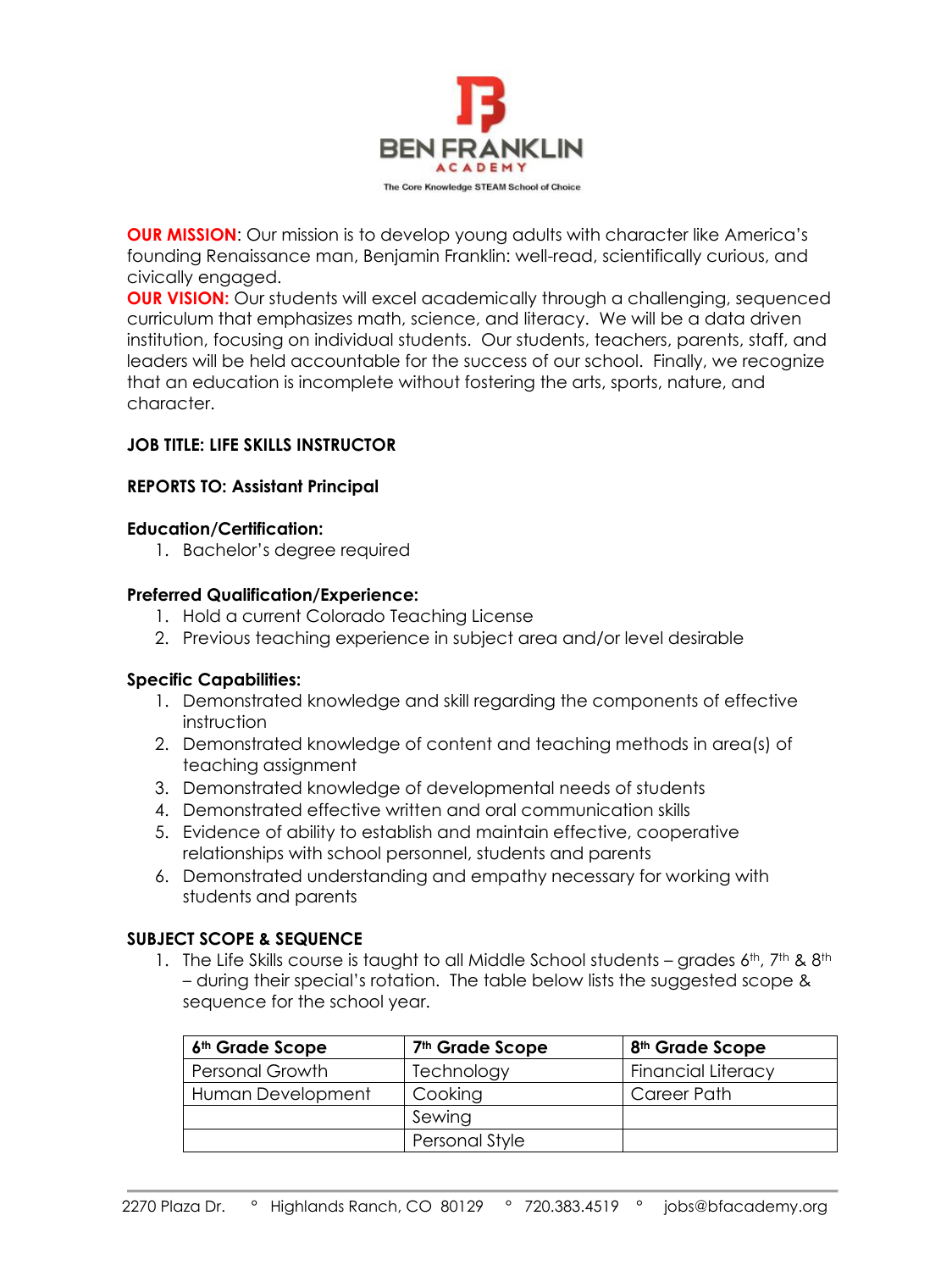# BEN FRANKLIN ACADEMY

The Core Knowledge STEAM School of Choice

**OUR MISSION**: Our mission is to develop young adults with character like America's founding Renaissance man, Benjamin Franklin: well-read, scientifically curious, and civically engaged.

**OUR VISION:** Our students will excel academically through a challenging, sequenced curriculum that emphasizes math, science, and literacy. We will be a data driven institution, focusing on individual students. Our students, teachers, parents, staff, and leaders will be held accountable for the success of our school. Finally, we recognize that an education is incomplete without fostering the arts, sports, nature, and character.

**JOB TITLE: LIFE SKILLS INSTRUCTOR**

**REPORTS TO: Assistant Principal**

**Education/Certification:**

1. Bachelor's degree required

**Preferred Qualification/Experience:**

1. Hold a current Colorado Teaching License
2. Previous teaching experience in subject area and/or level desirable

**Specific Capabilities:**

1. Demonstrated knowledge and skill regarding the components of effective instruction
2. Demonstrated knowledge of content and teaching methods in area(s) of teaching assignment
3. Demonstrated knowledge of developmental needs of students
4. Demonstrated effective written and oral communication skills
5. Evidence of ability to establish and maintain effective, cooperative relationships with school personnel, students and parents
6. Demonstrated understanding and empathy necessary for working with students and parents

**SUBJECT SCOPE & SEQUENCE**

1. The Life Skills course is taught to all Middle School students – grades 6th, 7th & 8th – during their special's rotation. The table below lists the suggested scope & sequence for the school year.

| 6th Grade Scope | 7th Grade Scope | 8th Grade Scope |
|---|---|---|
| Personal Growth | Technology | Financial Literacy |
| Human Development | Cooking | Career Path |
| | Sewing | |
| | Personal Style | |

2270 Plaza Dr. ° Highlands Ranch, CO 80129 ° 720.383.4519 ° jobs@bfacademy.org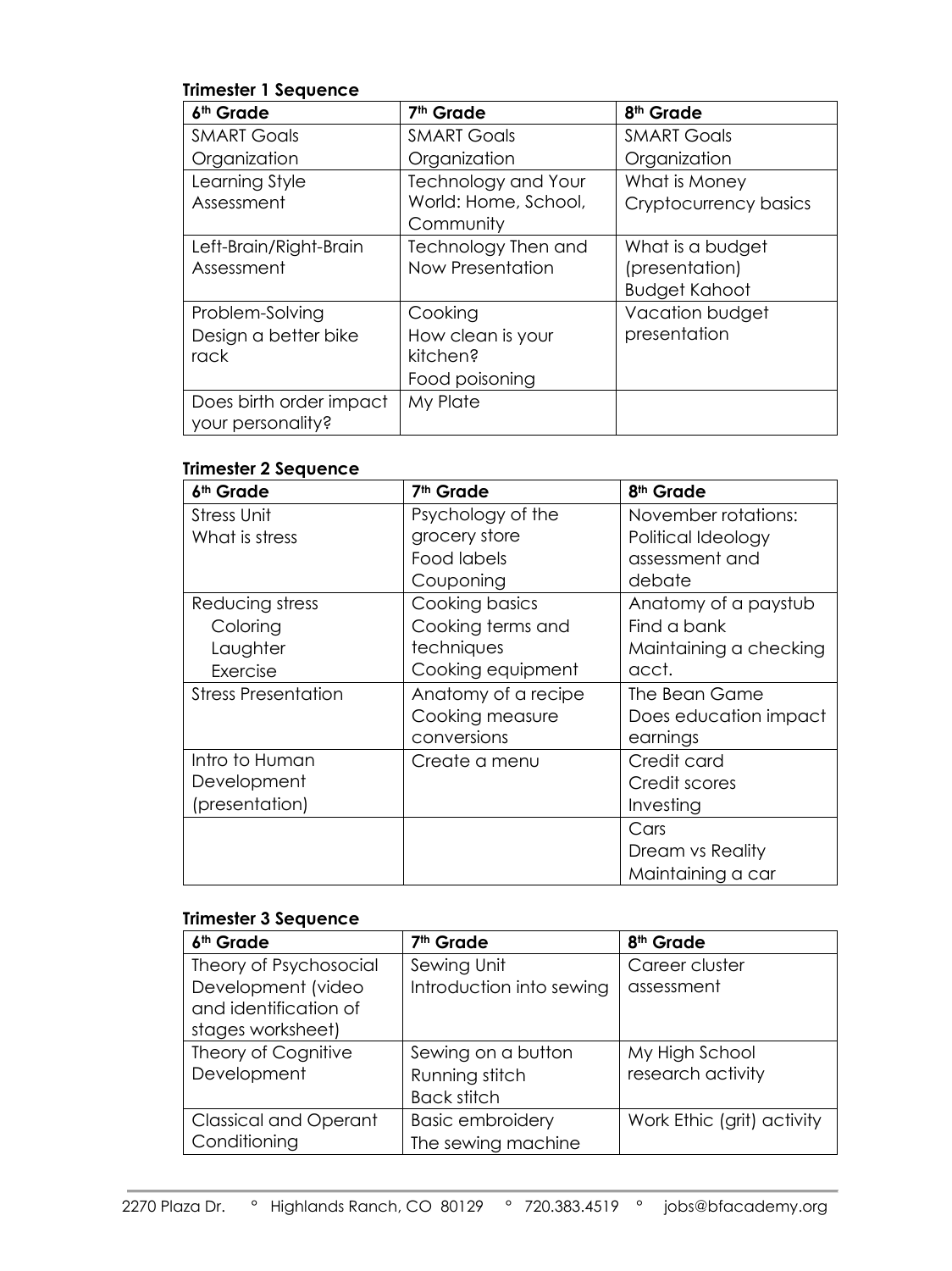**Trimester 1 Sequence**

| 6th Grade | 7th Grade | 8th Grade |
|---|---|---|
| SMART Goals<br>Organization | SMART Goals<br>Organization | SMART Goals<br>Organization |
| Learning Style Assessment | Technology and Your World: Home, School, Community | What is Money<br>Cryptocurrency basics |
| Left-Brain/Right-Brain Assessment | Technology Then and Now Presentation | What is a budget (presentation)<br>Budget Kahoot |
| Problem-Solving<br>Design a better bike rack | Cooking<br>How clean is your kitchen?<br>Food poisoning | Vacation budget presentation |
| Does birth order impact your personality? | My Plate | |

**Trimester 2 Sequence**

| 6th Grade | 7th Grade | 8th Grade |
|---|---|---|
| Stress Unit<br>What is stress | Psychology of the grocery store<br>Food labels<br>Couponing | November rotations:<br>Political Ideology assessment and debate |
| Reducing stress<br>Coloring<br>Laughter<br>Exercise | Cooking basics<br>Cooking terms and techniques<br>Cooking equipment | Anatomy of a paystub<br>Find a bank<br>Maintaining a checking acct. |
| Stress Presentation | Anatomy of a recipe<br>Cooking measure conversions | The Bean Game<br>Does education impact earnings |
| Intro to Human Development (presentation) | Create a menu | Credit card<br>Credit scores<br>Investing |
| | | Cars<br>Dream vs Reality<br>Maintaining a car |

**Trimester 3 Sequence**

| 6th Grade | 7th Grade | 8th Grade |
|---|---|---|
| Theory of Psychosocial Development (video and identification of stages worksheet) | Sewing Unit<br>Introduction into sewing | Career cluster assessment |
| Theory of Cognitive Development | Sewing on a button<br>Running stitch<br>Back stitch | My High School research activity |
| Classical and Operant Conditioning | Basic embroidery<br>The sewing machine | Work Ethic (grit) activity |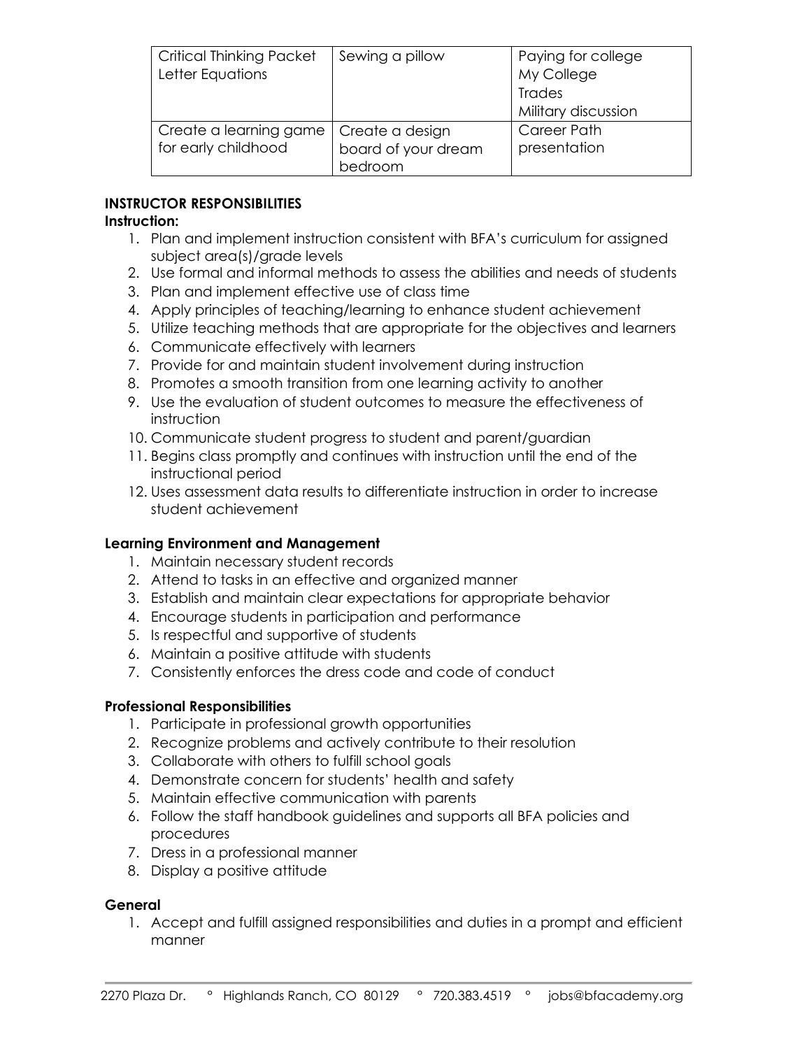| Critical Thinking Packet<br>Letter Equations | Sewing a pillow | Paying for college<br>My College<br>Trades<br>Military discussion |
| --- | --- | --- |
| Create a learning game for early childhood | Create a design board of your dream bedroom | Career Path presentation |

**INSTRUCTOR RESPONSIBILITIES**

**Instruction:**

1. Plan and implement instruction consistent with BFA's curriculum for assigned subject area(s)/grade levels
2. Use formal and informal methods to assess the abilities and needs of students
3. Plan and implement effective use of class time
4. Apply principles of teaching/learning to enhance student achievement
5. Utilize teaching methods that are appropriate for the objectives and learners
6. Communicate effectively with learners
7. Provide for and maintain student involvement during instruction
8. Promotes a smooth transition from one learning activity to another
9. Use the evaluation of student outcomes to measure the effectiveness of instruction
10. Communicate student progress to student and parent/guardian
11. Begins class promptly and continues with instruction until the end of the instructional period
12. Uses assessment data results to differentiate instruction in order to increase student achievement

**Learning Environment and Management**

1. Maintain necessary student records
2. Attend to tasks in an effective and organized manner
3. Establish and maintain clear expectations for appropriate behavior
4. Encourage students in participation and performance
5. Is respectful and supportive of students
6. Maintain a positive attitude with students
7. Consistently enforces the dress code and code of conduct

**Professional Responsibilities**

1. Participate in professional growth opportunities
2. Recognize problems and actively contribute to their resolution
3. Collaborate with others to fulfill school goals
4. Demonstrate concern for students' health and safety
5. Maintain effective communication with parents
6. Follow the staff handbook guidelines and supports all BFA policies and procedures
7. Dress in a professional manner
8. Display a positive attitude

**General**

1. Accept and fulfill assigned responsibilities and duties in a prompt and efficient manner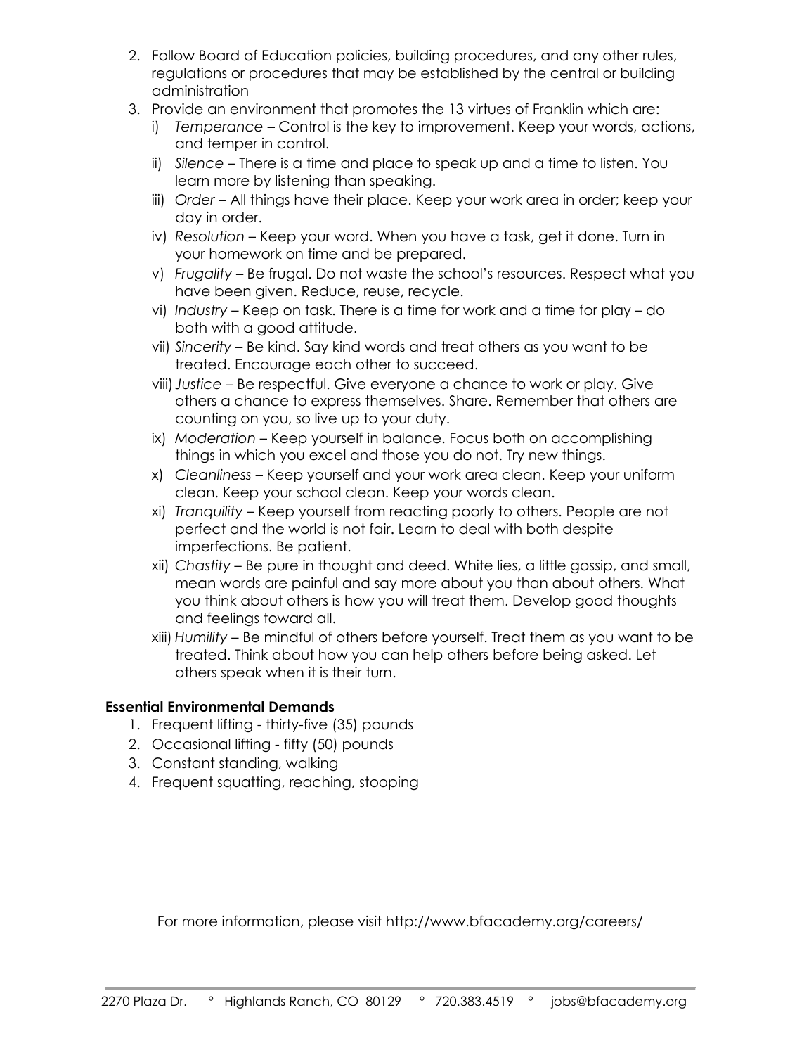2. Follow Board of Education policies, building procedures, and any other rules, regulations or procedures that may be established by the central or building administration
3. Provide an environment that promotes the 13 virtues of Franklin which are:
   i) *Temperance* – Control is the key to improvement. Keep your words, actions, and temper in control.
   ii) *Silence* – There is a time and place to speak up and a time to listen. You learn more by listening than speaking.
   iii) *Order* – All things have their place. Keep your work area in order; keep your day in order.
   iv) *Resolution* – Keep your word. When you have a task, get it done. Turn in your homework on time and be prepared.
   v) *Frugality* – Be frugal. Do not waste the school's resources. Respect what you have been given. Reduce, reuse, recycle.
   vi) *Industry* – Keep on task. There is a time for work and a time for play – do both with a good attitude.
   vii) *Sincerity* – Be kind. Say kind words and treat others as you want to be treated. Encourage each other to succeed.
   viii) *Justice* – Be respectful. Give everyone a chance to work or play. Give others a chance to express themselves. Share. Remember that others are counting on you, so live up to your duty.
   ix) *Moderation* – Keep yourself in balance. Focus both on accomplishing things in which you excel and those you do not. Try new things.
   x) *Cleanliness* – Keep yourself and your work area clean. Keep your uniform clean. Keep your school clean. Keep your words clean.
   xi) *Tranquility* – Keep yourself from reacting poorly to others. People are not perfect and the world is not fair. Learn to deal with both despite imperfections. Be patient.
   xii) *Chastity* – Be pure in thought and deed. White lies, a little gossip, and small, mean words are painful and say more about you than about others. What you think about others is how you will treat them. Develop good thoughts and feelings toward all.
   xiii) *Humility* – Be mindful of others before yourself. Treat them as you want to be treated. Think about how you can help others before being asked. Let others speak when it is their turn.

**Essential Environmental Demands**

1. Frequent lifting - thirty-five (35) pounds
2. Occasional lifting - fifty (50) pounds
3. Constant standing, walking
4. Frequent squatting, reaching, stooping

For more information, please visit http://www.bfacademy.org/careers/

2270 Plaza Dr. ° Highlands Ranch, CO 80129 ° 720.383.4519 ° jobs@bfacademy.org